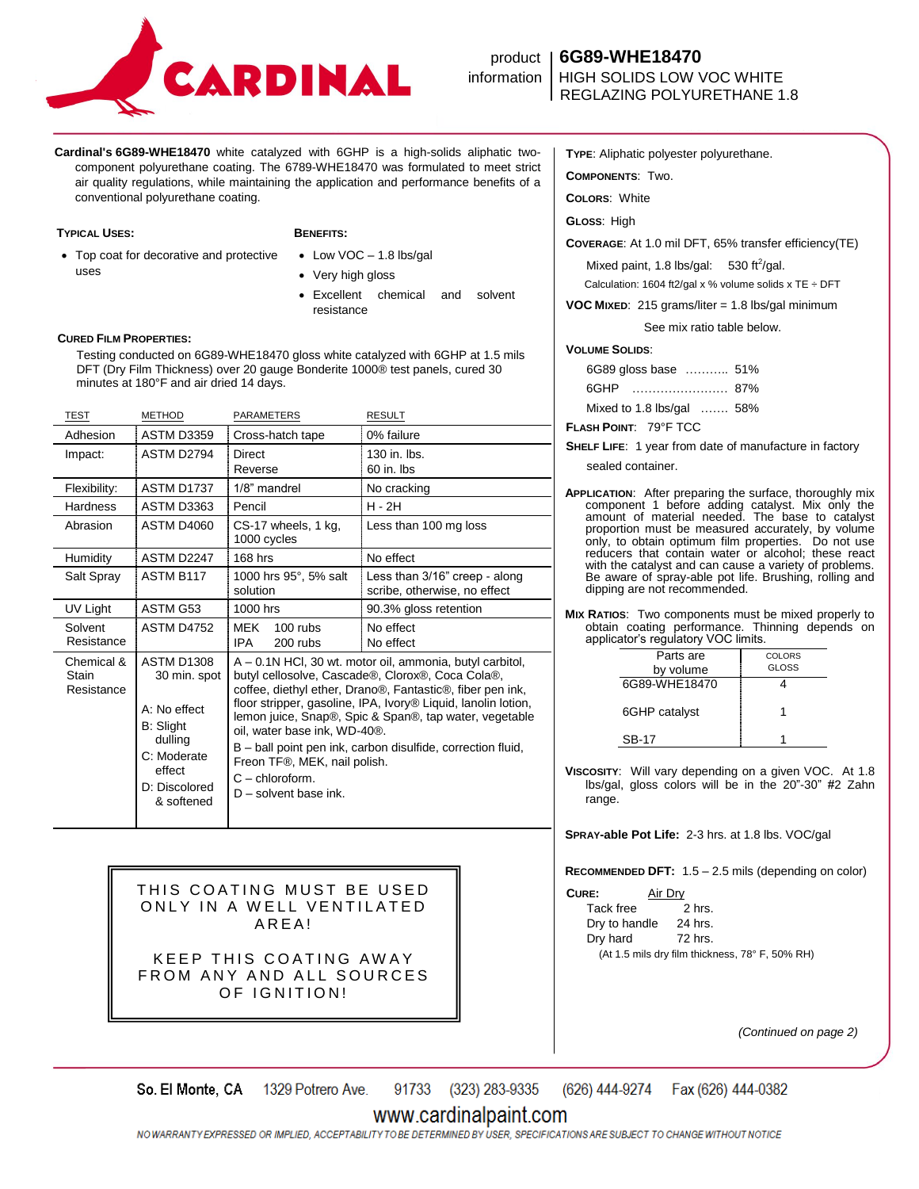# CARDINAL

product information

**6G89-WHE18470**
HIGH SOLIDS LOW VOC WHITE REGLAZING POLYURETHANE 1.8

**Cardinal's 6G89-WHE18470** white catalyzed with 6GHP is a high-solids aliphatic two-component polyurethane coating. The 6789-WHE18470 was formulated to meet strict air quality regulations, while maintaining the application and performance benefits of a conventional polyurethane coating.

### TYPICAL USES:

- Top coat for decorative and protective uses

### BENEFITS:

- Low VOC – 1.8 lbs/gal
- Very high gloss
- Excellent chemical and solvent resistance

### CURED FILM PROPERTIES:

Testing conducted on 6G89-WHE18470 gloss white catalyzed with 6GHP at 1.5 mils DFT (Dry Film Thickness) over 20 gauge Bonderite 1000® test panels, cured 30 minutes at 180°F and air dried 14 days.

| TEST | METHOD | PARAMETERS | RESULT |
|---|---|---|---|
| Adhesion | ASTM D3359 | Cross-hatch tape | 0% failure |
| Impact: | ASTM D2794 | Direct<br>Reverse | 130 in. lbs.<br>60 in. lbs |
| Flexibility: | ASTM D1737 | 1/8" mandrel | No cracking |
| Hardness | ASTM D3363 | Pencil | H - 2H |
| Abrasion | ASTM D4060 | CS-17 wheels, 1 kg, 1000 cycles | Less than 100 mg loss |
| Humidity | ASTM D2247 | 168 hrs | No effect |
| Salt Spray | ASTM B117 | 1000 hrs 95°, 5% salt solution | Less than 3/16" creep - along scribe, otherwise, no effect |
| UV Light | ASTM G53 | 1000 hrs | 90.3% gloss retention |
| Solvent Resistance | ASTM D4752 | MEK 100 rubs<br>IPA 200 rubs | No effect<br>No effect |
| Chemical & Stain Resistance | ASTM D1308 30 min. spot<br><br>A: No effect<br>B: Slight dulling<br>C: Moderate effect<br>D: Discolored & softened | A – 0.1N HCl, 30 wt. motor oil, ammonia, butyl carbitol, butyl cellosolve, Cascade®, Clorox®, Coca Cola®, coffee, diethyl ether, Drano®, Fantastic®, fiber pen ink, floor stripper, gasoline, IPA, Ivory® Liquid, lanolin lotion, lemon juice, Snap®, Spic & Span®, tap water, vegetable oil, water base ink, WD-40®.<br>B – ball point pen ink, carbon disulfide, correction fluid, Freon TF®, MEK, nail polish.<br>C – chloroform.<br>D – solvent base ink. | |

**THIS COATING MUST BE USED ONLY IN A WELL VENTILATED AREA!**

**KEEP THIS COATING AWAY FROM ANY AND ALL SOURCES OF IGNITION!**

**TYPE**: Aliphatic polyester polyurethane.

**COMPONENTS**: Two.

**COLORS**: White

**GLOSS**: High

**COVERAGE**: At 1.0 mil DFT, 65% transfer efficiency(TE)

Mixed paint, 1.8 lbs/gal: 530 ft²/gal.

Calculation: 1604 ft2/gal x % volume solids x TE ÷ DFT

**VOC MIXED**: 215 grams/liter = 1.8 lbs/gal minimum

See mix ratio table below.

**VOLUME SOLIDS**:

6G89 gloss base .......... 51%
6GHP ...................... 87%
Mixed to 1.8 lbs/gal ....... 58%

**FLASH POINT**: 79°F TCC

**SHELF LIFE**: 1 year from date of manufacture in factory sealed container.

**APPLICATION**: After preparing the surface, thoroughly mix component 1 before adding catalyst. Mix only the amount of material needed. The base to catalyst proportion must be measured accurately, by volume only, to obtain optimum film properties. Do not use reducers that contain water or alcohol; these react with the catalyst and can cause a variety of problems. Be aware of spray-able pot life. Brushing, rolling and dipping are not recommended.

**MIX RATIOS**: Two components must be mixed properly to obtain coating performance. Thinning depends on applicator's regulatory VOC limits.

| Parts are by volume | COLORS GLOSS |
|---|---|
| 6G89-WHE18470 | 4 |
| 6GHP catalyst | 1 |
| SB-17 | 1 |

**VISCOSITY**: Will vary depending on a given VOC. At 1.8 lbs/gal, gloss colors will be in the 20"-30" #2 Zahn range.

**SPRAY-able Pot Life:** 2-3 hrs. at 1.8 lbs. VOC/gal

**RECOMMENDED DFT:** 1.5 – 2.5 mils (depending on color)

**CURE:**

| | Air Dry |
|---|---|
| Tack free | 2 hrs. |
| Dry to handle | 24 hrs. |
| Dry hard | 72 hrs. |

(At 1.5 mils dry film thickness, 78° F, 50% RH)

*(Continued on page 2)*

So. El Monte, CA 1329 Potrero Ave. 91733 (323) 283-9335 (626) 444-9274 Fax (626) 444-0382

www.cardinalpaint.com

NO WARRANTY EXPRESSED OR IMPLIED, ACCEPTABILITY TO BE DETERMINED BY USER, SPECIFICATIONS ARE SUBJECT TO CHANGE WITHOUT NOTICE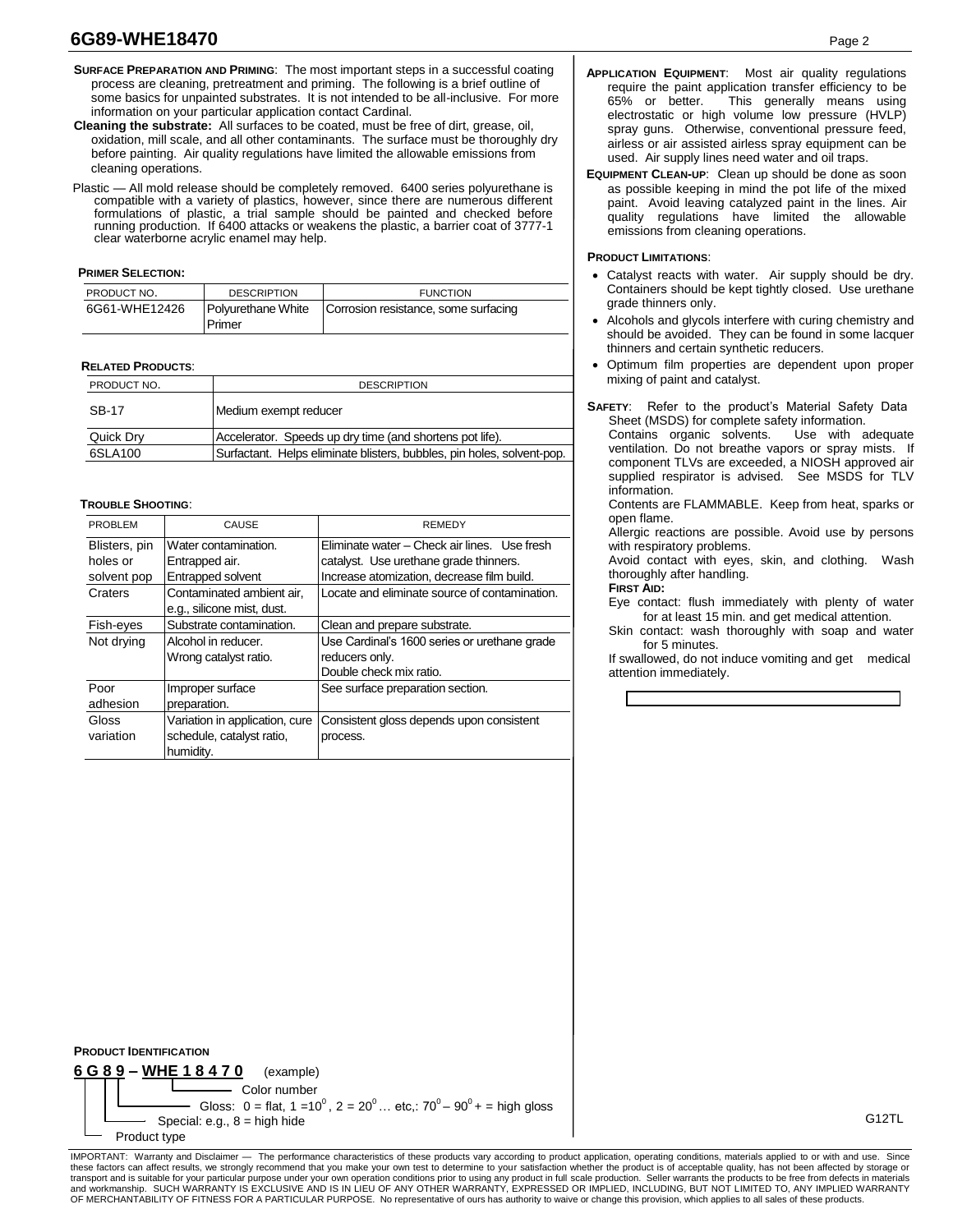**SURFACE PREPARATION AND PRIMING**: The most important steps in a successful coating process are cleaning, pretreatment and priming. The following is a brief outline of some basics for unpainted substrates. It is not intended to be all-inclusive. For more information on your particular application contact Cardinal.

**Cleaning the substrate:** All surfaces to be coated, must be free of dirt, grease, oil, oxidation, mill scale, and all other contaminants. The surface must be thoroughly dry before painting. Air quality regulations have limited the allowable emissions from cleaning operations.

Plastic — All mold release should be completely removed. 6400 series polyurethane is compatible with a variety of plastics, however, since there are numerous different formulations of plastic, a trial sample should be painted and checked before running production. If 6400 attacks or weakens the plastic, a barrier coat of 3777-1 clear waterborne acrylic enamel may help.

**PRIMER SELECTION:**

| PRODUCT NO. | DESCRIPTION | FUNCTION |
|---|---|---|
| 6G61-WHE12426 | Polyurethane White Primer | Corrosion resistance, some surfacing |

**RELATED PRODUCTS**:

| PRODUCT NO. | DESCRIPTION |
|---|---|
| SB-17 | Medium exempt reducer |
| Quick Dry | Accelerator. Speeds up dry time (and shortens pot life). |
| 6SLA100 | Surfactant. Helps eliminate blisters, bubbles, pin holes, solvent-pop. |

**TROUBLE SHOOTING**:

| PROBLEM | CAUSE | REMEDY |
|---|---|---|
| Blisters, pin holes or solvent pop | Water contamination. Entrapped air. Entrapped solvent | Eliminate water – Check air lines. Use fresh catalyst. Use urethane grade thinners. Increase atomization, decrease film build. |
| Craters | Contaminated ambient air, e.g., silicone mist, dust. | Locate and eliminate source of contamination. |
| Fish-eyes | Substrate contamination. | Clean and prepare substrate. |
| Not drying | Alcohol in reducer. Wrong catalyst ratio. | Use Cardinal's 1600 series or urethane grade reducers only. Double check mix ratio. |
| Poor adhesion | Improper surface preparation. | See surface preparation section. |
| Gloss variation | Variation in application, cure schedule, catalyst ratio, humidity. | Consistent gloss depends upon consistent process. |

**PRODUCT IDENTIFICATION**

**6 G 8 9 – WHE 1 8 4 7 0** (example)

- Color number
- Gloss: 0 = flat, 1 = $10^0$, 2 = $20^0$ … etc,: $70^0 – 90^0$ + = high gloss
- Special: e.g., 8 = high hide
- Product type

**APPLICATION EQUIPMENT**: Most air quality regulations require the paint application transfer efficiency to be 65% or better. This generally means using electrostatic or high volume low pressure (HVLP) spray guns. Otherwise, conventional pressure feed, airless or air assisted airless spray equipment can be used. Air supply lines need water and oil traps.

**EQUIPMENT CLEAN-UP**: Clean up should be done as soon as possible keeping in mind the pot life of the mixed paint. Avoid leaving catalyzed paint in the lines. Air quality regulations have limited the allowable emissions from cleaning operations.

**PRODUCT LIMITATIONS**:

- Catalyst reacts with water. Air supply should be dry. Containers should be kept tightly closed. Use urethane grade thinners only.
- Alcohols and glycols interfere with curing chemistry and should be avoided. They can be found in some lacquer thinners and certain synthetic reducers.
- Optimum film properties are dependent upon proper mixing of paint and catalyst.

**SAFETY**: Refer to the product's Material Safety Data Sheet (MSDS) for complete safety information.

Contains organic solvents. Use with adequate ventilation. Do not breathe vapors or spray mists. If component TLVs are exceeded, a NIOSH approved air supplied respirator is advised. See MSDS for TLV information.

Contents are FLAMMABLE. Keep from heat, sparks or open flame.

Allergic reactions are possible. Avoid use by persons with respiratory problems.

Avoid contact with eyes, skin, and clothing. Wash thoroughly after handling.

**FIRST AID:**

Eye contact: flush immediately with plenty of water for at least 15 min. and get medical attention.

Skin contact: wash thoroughly with soap and water for 5 minutes.

If swallowed, do not induce vomiting and get medical attention immediately.

G12TL

IMPORTANT: Warranty and Disclaimer — The performance characteristics of these products vary according to product application, operating conditions, materials applied to or with and use. Since these factors can affect results, we strongly recommend that you make your own test to determine to your satisfaction whether the product is of acceptable quality, has not been affected by storage or transport and is suitable for your particular purpose under your own operation conditions prior to using any product in full scale production. Seller warrants the products to be free from defects in materials and workmanship. SUCH WARRANTY IS EXCLUSIVE AND IS IN LIEU OF ANY OTHER WARRANTY, EXPRESSED OR IMPLIED, INCLUDING, BUT NOT LIMITED TO, ANY IMPLIED WARRANTY OF MERCHANTABILITY OF FITNESS FOR A PARTICULAR PURPOSE. No representative of ours has authority to waive or change this provision, which applies to all sales of these products.